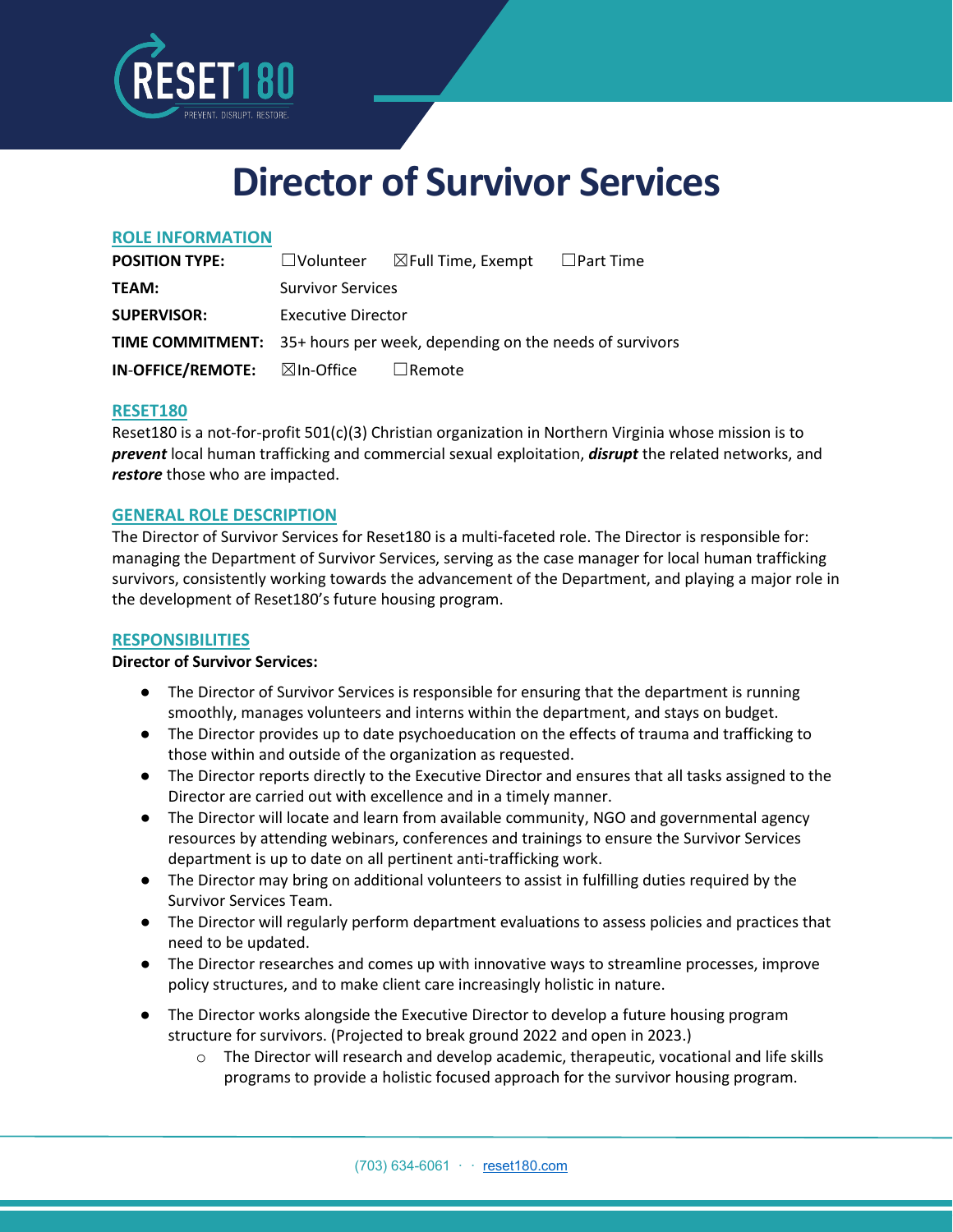# Director of Survivor Services

## ROLE INFORMATION

| | |
|---|---|
| **POSITION TYPE:** | ☐Volunteer ☒Full Time, Exempt ☐Part Time |
| **TEAM:** | Survivor Services |
| **SUPERVISOR:** | Executive Director |
| **TIME COMMITMENT:** | 35+ hours per week, depending on the needs of survivors |
| **IN-OFFICE/REMOTE:** | ☒In-Office ☐Remote |

## RESET180

Reset180 is a not-for-profit 501(c)(3) Christian organization in Northern Virginia whose mission is to ***prevent*** local human trafficking and commercial sexual exploitation, ***disrupt*** the related networks, and ***restore*** those who are impacted.

## GENERAL ROLE DESCRIPTION

The Director of Survivor Services for Reset180 is a multi-faceted role. The Director is responsible for: managing the Department of Survivor Services, serving as the case manager for local human trafficking survivors, consistently working towards the advancement of the Department, and playing a major role in the development of Reset180's future housing program.

## RESPONSIBILITIES

**Director of Survivor Services:**

- The Director of Survivor Services is responsible for ensuring that the department is running smoothly, manages volunteers and interns within the department, and stays on budget.
- The Director provides up to date psychoeducation on the effects of trauma and trafficking to those within and outside of the organization as requested.
- The Director reports directly to the Executive Director and ensures that all tasks assigned to the Director are carried out with excellence and in a timely manner.
- The Director will locate and learn from available community, NGO and governmental agency resources by attending webinars, conferences and trainings to ensure the Survivor Services department is up to date on all pertinent anti-trafficking work.
- The Director may bring on additional volunteers to assist in fulfilling duties required by the Survivor Services Team.
- The Director will regularly perform department evaluations to assess policies and practices that need to be updated.
- The Director researches and comes up with innovative ways to streamline processes, improve policy structures, and to make client care increasingly holistic in nature.
- The Director works alongside the Executive Director to develop a future housing program structure for survivors. (Projected to break ground 2022 and open in 2023.)
  - The Director will research and develop academic, therapeutic, vocational and life skills programs to provide a holistic focused approach for the survivor housing program.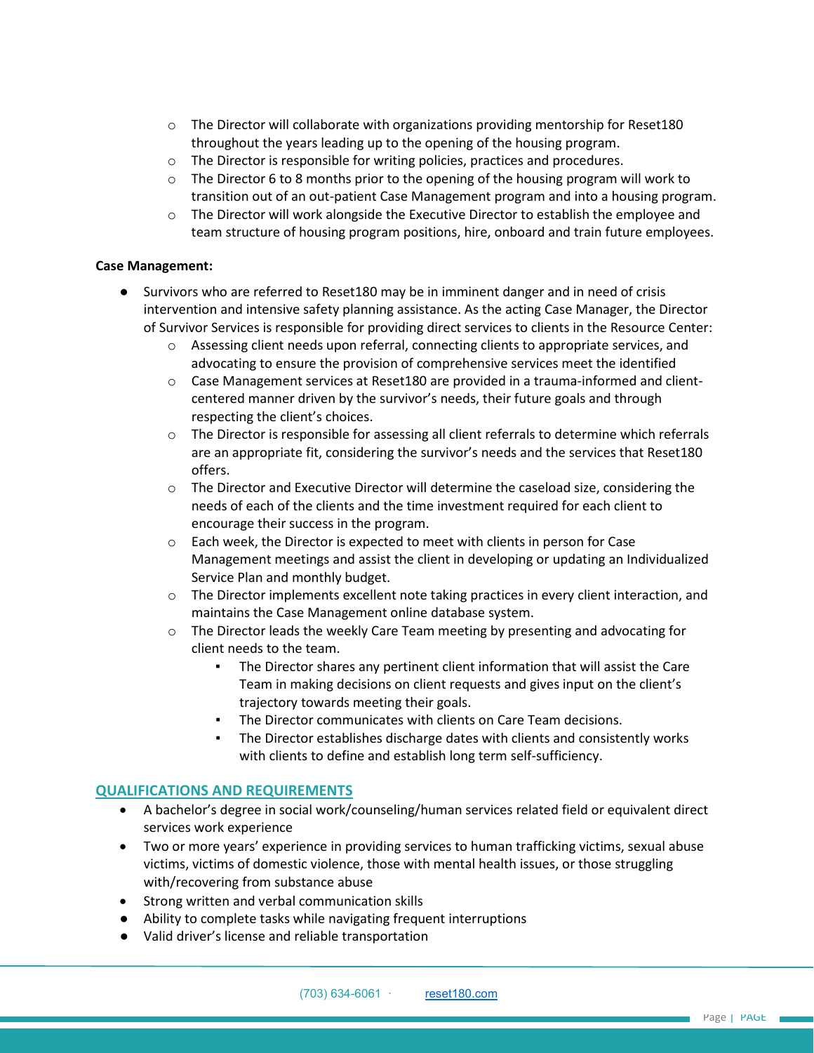- The Director will collaborate with organizations providing mentorship for Reset180 throughout the years leading up to the opening of the housing program.
- The Director is responsible for writing policies, practices and procedures.
- The Director 6 to 8 months prior to the opening of the housing program will work to transition out of an out-patient Case Management program and into a housing program.
- The Director will work alongside the Executive Director to establish the employee and team structure of housing program positions, hire, onboard and train future employees.

**Case Management:**

- Survivors who are referred to Reset180 may be in imminent danger and in need of crisis intervention and intensive safety planning assistance. As the acting Case Manager, the Director of Survivor Services is responsible for providing direct services to clients in the Resource Center:
  - Assessing client needs upon referral, connecting clients to appropriate services, and advocating to ensure the provision of comprehensive services meet the identified
  - Case Management services at Reset180 are provided in a trauma-informed and client-centered manner driven by the survivor's needs, their future goals and through respecting the client's choices.
  - The Director is responsible for assessing all client referrals to determine which referrals are an appropriate fit, considering the survivor's needs and the services that Reset180 offers.
  - The Director and Executive Director will determine the caseload size, considering the needs of each of the clients and the time investment required for each client to encourage their success in the program.
  - Each week, the Director is expected to meet with clients in person for Case Management meetings and assist the client in developing or updating an Individualized Service Plan and monthly budget.
  - The Director implements excellent note taking practices in every client interaction, and maintains the Case Management online database system.
  - The Director leads the weekly Care Team meeting by presenting and advocating for client needs to the team.
    - The Director shares any pertinent client information that will assist the Care Team in making decisions on client requests and gives input on the client's trajectory towards meeting their goals.
    - The Director communicates with clients on Care Team decisions.
    - The Director establishes discharge dates with clients and consistently works with clients to define and establish long term self-sufficiency.

## QUALIFICATIONS AND REQUIREMENTS

- A bachelor's degree in social work/counseling/human services related field or equivalent direct services work experience
- Two or more years' experience in providing services to human trafficking victims, sexual abuse victims, victims of domestic violence, those with mental health issues, or those struggling with/recovering from substance abuse
- Strong written and verbal communication skills
- Ability to complete tasks while navigating frequent interruptions
- Valid driver's license and reliable transportation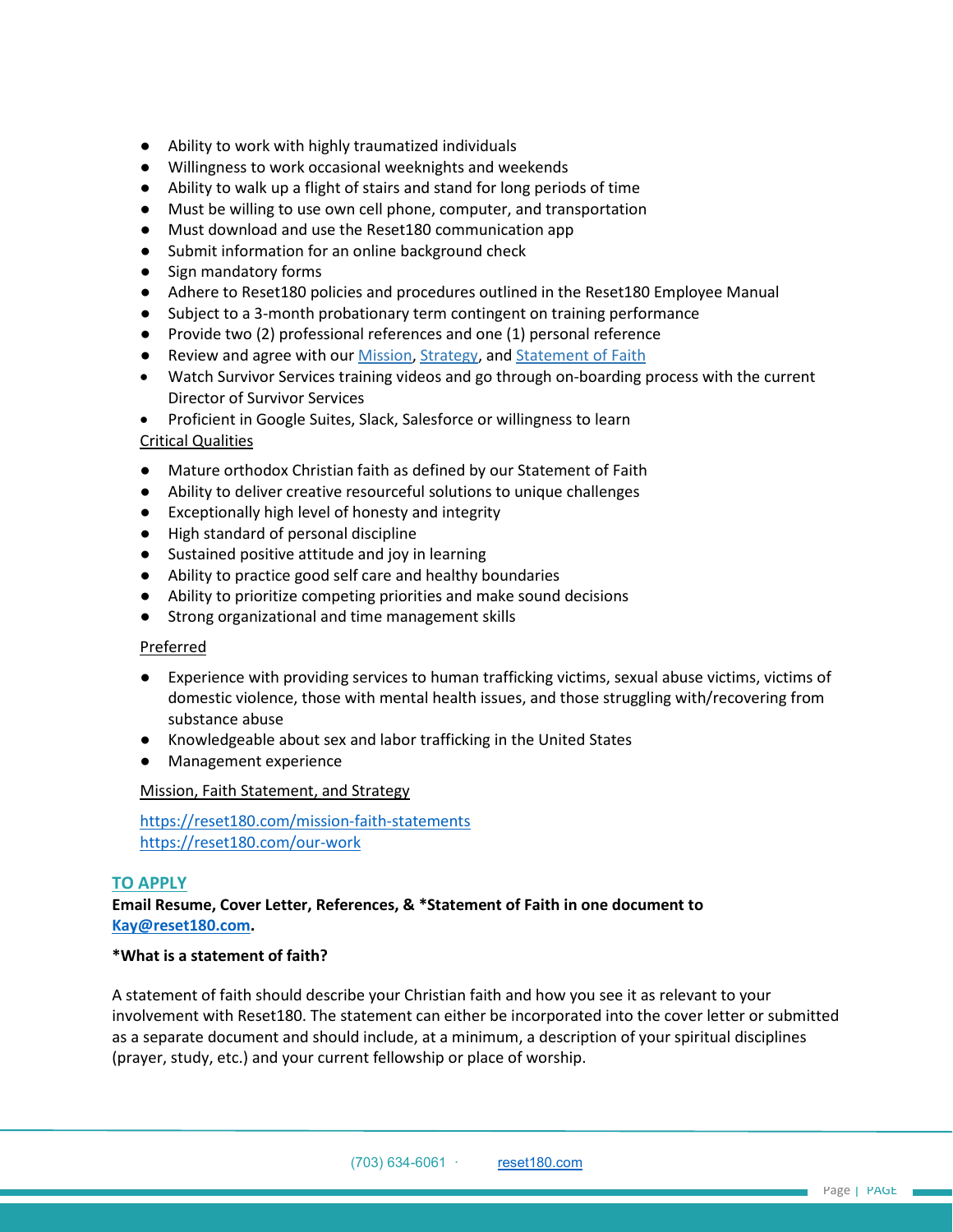- Ability to work with highly traumatized individuals
- Willingness to work occasional weeknights and weekends
- Ability to walk up a flight of stairs and stand for long periods of time
- Must be willing to use own cell phone, computer, and transportation
- Must download and use the Reset180 communication app
- Submit information for an online background check
- Sign mandatory forms
- Adhere to Reset180 policies and procedures outlined in the Reset180 Employee Manual
- Subject to a 3-month probationary term contingent on training performance
- Provide two (2) professional references and one (1) personal reference
- Review and agree with our [Mission](), [Strategy](), and [Statement of Faith]()
- Watch Survivor Services training videos and go through on-boarding process with the current Director of Survivor Services
- Proficient in Google Suites, Slack, Salesforce or willingness to learn

<u>Critical Qualities</u>

- Mature orthodox Christian faith as defined by our Statement of Faith
- Ability to deliver creative resourceful solutions to unique challenges
- Exceptionally high level of honesty and integrity
- High standard of personal discipline
- Sustained positive attitude and joy in learning
- Ability to practice good self care and healthy boundaries
- Ability to prioritize competing priorities and make sound decisions
- Strong organizational and time management skills

<u>Preferred</u>

- Experience with providing services to human trafficking victims, sexual abuse victims, victims of domestic violence, those with mental health issues, and those struggling with/recovering from substance abuse
- Knowledgeable about sex and labor trafficking in the United States
- Management experience

<u>Mission, Faith Statement, and Strategy</u>

https://reset180.com/mission-faith-statements
https://reset180.com/our-work

## TO APPLY

**Email Resume, Cover Letter, References, & *Statement of Faith in one document to Kay@reset180.com.**

**\*What is a statement of faith?**

A statement of faith should describe your Christian faith and how you see it as relevant to your involvement with Reset180. The statement can either be incorporated into the cover letter or submitted as a separate document and should include, at a minimum, a description of your spiritual disciplines (prayer, study, etc.) and your current fellowship or place of worship.

(703) 634-6061 · reset180.com